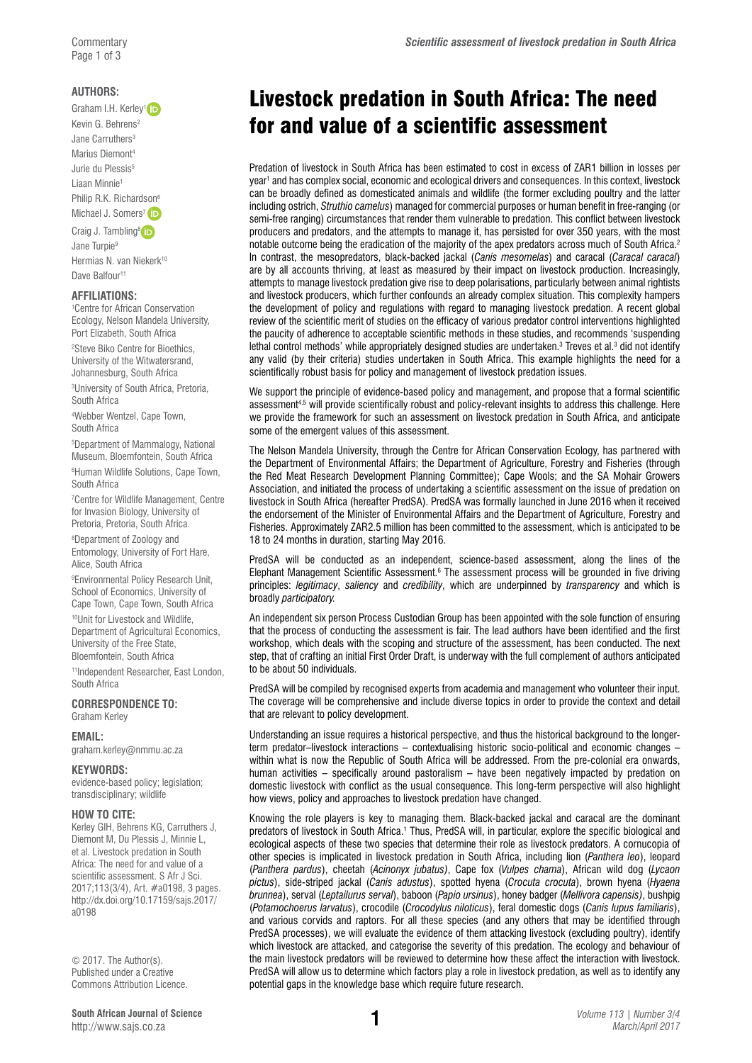# Livestock predation in South Africa: The need for and value of a scientific assessment

**AUTHORS:**

Graham I.H. Kerley[1]
Kevin G. Behrens[2]
Jane Carruthers[3]
Marius Diemont[4]
Jurie du Plessis[5]
Liaan Minnie[1]
Philip R.K. Richardson[6]
Michael J. Somers[7]
Craig J. Tambling[8]
Jane Turpie[9]
Hermias N. van Niekerk[10]
Dave Balfour[11]

**AFFILIATIONS:**

[1]Centre for African Conservation Ecology, Nelson Mandela University, Port Elizabeth, South Africa

[2]Steve Biko Centre for Bioethics, University of the Witwatersrand, Johannesburg, South Africa

[3]University of South Africa, Pretoria, South Africa

[4]Webber Wentzel, Cape Town, South Africa

[5]Department of Mammalogy, National Museum, Bloemfontein, South Africa

[6]Human Wildlife Solutions, Cape Town, South Africa

[7]Centre for Wildlife Management, Centre for Invasion Biology, University of Pretoria, Pretoria, South Africa.

[8]Department of Zoology and Entomology, University of Fort Hare, Alice, South Africa

[9]Environmental Policy Research Unit, School of Economics, University of Cape Town, Cape Town, South Africa

[10]Unit for Livestock and Wildlife, Department of Agricultural Economics, University of the Free State, Bloemfontein, South Africa

[11]Independent Researcher, East London, South Africa

**CORRESPONDENCE TO:**
Graham Kerley

**EMAIL:**
graham.kerley@nmmu.ac.za

**KEYWORDS:**
evidence-based policy; legislation; transdisciplinary; wildlife

**HOW TO CITE:**
Kerley GIH, Behrens KG, Carruthers J, Diemont M, Du Plessis J, Minnie L, et al. Livestock predation in South Africa: The need for and value of a scientific assessment. S Afr J Sci. 2017;113(3/4), Art. #a0198, 3 pages. http://dx.doi.org/10.17159/sajs.2017/a0198

© 2017. The Author(s). Published under a Creative Commons Attribution Licence.

Predation of livestock in South Africa has been estimated to cost in excess of ZAR1 billion in losses per year[1] and has complex social, economic and ecological drivers and consequences. In this context, livestock can be broadly defined as domesticated animals and wildlife (the former excluding poultry and the latter including ostrich, *Struthio camelus*) managed for commercial purposes or human benefit in free-ranging (or semi-free ranging) circumstances that render them vulnerable to predation. This conflict between livestock producers and predators, and the attempts to manage it, has persisted for over 350 years, with the most notable outcome being the eradication of the majority of the apex predators across much of South Africa.[2] In contrast, the mesopredators, black-backed jackal (*Canis mesomelas*) and caracal (*Caracal caracal*) are by all accounts thriving, at least as measured by their impact on livestock production. Increasingly, attempts to manage livestock predation give rise to deep polarisations, particularly between animal rightists and livestock producers, which further confounds an already complex situation. This complexity hampers the development of policy and regulations with regard to managing livestock predation. A recent global review of the scientific merit of studies on the efficacy of various predator control interventions highlighted the paucity of adherence to acceptable scientific methods in these studies, and recommends 'suspending lethal control methods' while appropriately designed studies are undertaken.[3] Treves et al.[3] did not identify any valid (by their criteria) studies undertaken in South Africa. This example highlights the need for a scientifically robust basis for policy and management of livestock predation issues.

We support the principle of evidence-based policy and management, and propose that a formal scientific assessment[4,5] will provide scientifically robust and policy-relevant insights to address this challenge. Here we provide the framework for such an assessment on livestock predation in South Africa, and anticipate some of the emergent values of this assessment.

The Nelson Mandela University, through the Centre for African Conservation Ecology, has partnered with the Department of Environmental Affairs; the Department of Agriculture, Forestry and Fisheries (through the Red Meat Research Development Planning Committee); Cape Wools; and the SA Mohair Growers Association, and initiated the process of undertaking a scientific assessment on the issue of predation on livestock in South Africa (hereafter PredSA). PredSA was formally launched in June 2016 when it received the endorsement of the Minister of Environmental Affairs and the Department of Agriculture, Forestry and Fisheries. Approximately ZAR2.5 million has been committed to the assessment, which is anticipated to be 18 to 24 months in duration, starting May 2016.

PredSA will be conducted as an independent, science-based assessment, along the lines of the Elephant Management Scientific Assessment.[6] The assessment process will be grounded in five driving principles: *legitimacy*, *saliency* and *credibility*, which are underpinned by *transparency* and which is broadly *participatory*.

An independent six person Process Custodian Group has been appointed with the sole function of ensuring that the process of conducting the assessment is fair. The lead authors have been identified and the first workshop, which deals with the scoping and structure of the assessment, has been conducted. The next step, that of crafting an initial First Order Draft, is underway with the full complement of authors anticipated to be about 50 individuals.

PredSA will be compiled by recognised experts from academia and management who volunteer their input. The coverage will be comprehensive and include diverse topics in order to provide the context and detail that are relevant to policy development.

Understanding an issue requires a historical perspective, and thus the historical background to the longer-term predator–livestock interactions – contextualising historic socio-political and economic changes – within what is now the Republic of South Africa will be addressed. From the pre-colonial era onwards, human activities – specifically around pastoralism – have been negatively impacted by predation on domestic livestock with conflict as the usual consequence. This long-term perspective will also highlight how views, policy and approaches to livestock predation have changed.

Knowing the role players is key to managing them. Black-backed jackal and caracal are the dominant predators of livestock in South Africa.[1] Thus, PredSA will, in particular, explore the specific biological and ecological aspects of these two species that determine their role as livestock predators. A cornucopia of other species is implicated in livestock predation in South Africa, including lion (*Panthera leo*), leopard (*Panthera pardus*), cheetah (*Acinonyx jubatus*), Cape fox (*Vulpes chama*), African wild dog (*Lycaon pictus*), side-striped jackal (*Canis adustus*), spotted hyena (*Crocuta crocuta*), brown hyena (*Hyaena brunnea*), serval (*Leptailurus serval*), baboon (*Papio ursinus*), honey badger (*Mellivora capensis*), bushpig (*Potamochoerus larvatus*), crocodile (*Crocodylus niloticus*), feral domestic dogs (*Canis lupus familiaris*), and various corvids and raptors. For all these species (and any others that may be identified through PredSA processes), we will evaluate the evidence of them attacking livestock (excluding poultry), identify which livestock are attacked, and categorise the severity of this predation. The ecology and behaviour of the main livestock predators will be reviewed to determine how these affect the interaction with livestock. PredSA will allow us to determine which factors play a role in livestock predation, as well as to identify any potential gaps in the knowledge base which require future research.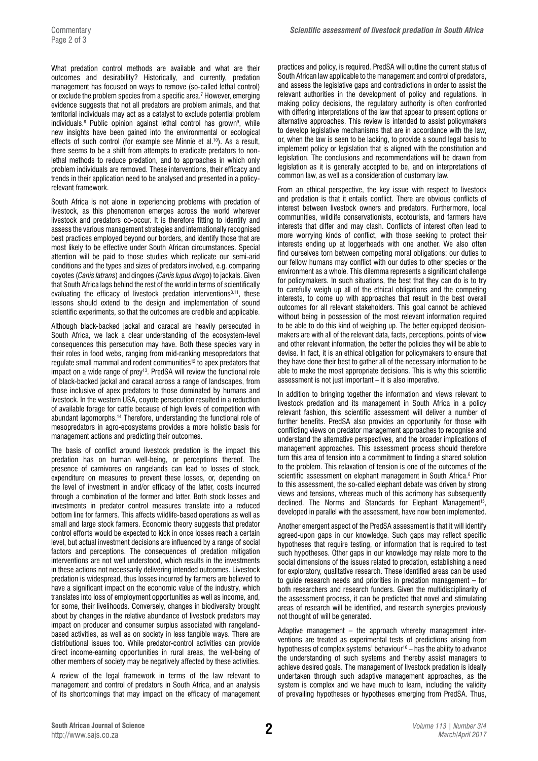What predation control methods are available and what are their outcomes and desirability? Historically, and currently, predation management has focused on ways to remove (so-called lethal control) or exclude the problem species from a specific area.[7] However, emerging evidence suggests that not all predators are problem animals, and that territorial individuals may act as a catalyst to exclude potential problem individuals.[8] Public opinion against lethal control has grown[9], while new insights have been gained into the environmental or ecological effects of such control (for example see Minnie et al.[10]). As a result, there seems to be a shift from attempts to eradicate predators to non-lethal methods to reduce predation, and to approaches in which only problem individuals are removed. These interventions, their efficacy and trends in their application need to be analysed and presented in a policy-relevant framework.

South Africa is not alone in experiencing problems with predation of livestock, as this phenomenon emerges across the world wherever livestock and predators co-occur. It is therefore fitting to identify and assess the various management strategies and internationally recognised best practices employed beyond our borders, and identify those that are most likely to be effective under South African circumstances. Special attention will be paid to those studies which replicate our semi-arid conditions and the types and sizes of predators involved, e.g. comparing coyotes (*Canis latrans*) and dingoes (*Canis lupus dingo*) to jackals. Given that South Africa lags behind the rest of the world in terms of scientifically evaluating the efficacy of livestock predation interventions[3,11], these lessons should extend to the design and implementation of sound scientific experiments, so that the outcomes are credible and applicable.

Although black-backed jackal and caracal are heavily persecuted in South Africa, we lack a clear understanding of the ecosystem-level consequences this persecution may have. Both these species vary in their roles in food webs, ranging from mid-ranking mesopredators that regulate small mammal and rodent communities[12] to apex predators that impact on a wide range of prey[13]. PredSA will review the functional role of black-backed jackal and caracal across a range of landscapes, from those inclusive of apex predators to those dominated by humans and livestock. In the western USA, coyote persecution resulted in a reduction of available forage for cattle because of high levels of competition with abundant lagomorphs.[14] Therefore, understanding the functional role of mesopredators in agro-ecosystems provides a more holistic basis for management actions and predicting their outcomes.

The basis of conflict around livestock predation is the impact this predation has on human well-being, or perceptions thereof. The presence of carnivores on rangelands can lead to losses of stock, expenditure on measures to prevent these losses, or, depending on the level of investment in and/or efficacy of the latter, costs incurred through a combination of the former and latter. Both stock losses and investments in predator control measures translate into a reduced bottom line for farmers. This affects wildlife-based operations as well as small and large stock farmers. Economic theory suggests that predator control efforts would be expected to kick in once losses reach a certain level, but actual investment decisions are influenced by a range of social factors and perceptions. The consequences of predation mitigation interventions are not well understood, which results in the investments in these actions not necessarily delivering intended outcomes. Livestock predation is widespread, thus losses incurred by farmers are believed to have a significant impact on the economic value of the industry, which translates into loss of employment opportunities as well as income, and, for some, their livelihoods. Conversely, changes in biodiversity brought about by changes in the relative abundance of livestock predators may impact on producer and consumer surplus associated with rangeland-based activities, as well as on society in less tangible ways. There are distributional issues too. While predator-control activities can provide direct income-earning opportunities in rural areas, the well-being of other members of society may be negatively affected by these activities.

A review of the legal framework in terms of the law relevant to management and control of predators in South Africa, and an analysis of its shortcomings that may impact on the efficacy of management practices and policy, is required. PredSA will outline the current status of South African law applicable to the management and control of predators, and assess the legislative gaps and contradictions in order to assist the relevant authorities in the development of policy and regulations. In making policy decisions, the regulatory authority is often confronted with differing interpretations of the law that appear to present options or alternative approaches. This review is intended to assist policymakers to develop legislative mechanisms that are in accordance with the law, or, when the law is seen to be lacking, to provide a sound legal basis to implement policy or legislation that is aligned with the constitution and legislation. The conclusions and recommendations will be drawn from legislation as it is generally accepted to be, and on interpretations of common law, as well as a consideration of customary law.

From an ethical perspective, the key issue with respect to livestock and predation is that it entails conflict. There are obvious conflicts of interest between livestock owners and predators. Furthermore, local communities, wildlife conservationists, ecotourists, and farmers have interests that differ and may clash. Conflicts of interest often lead to more worrying kinds of conflict, with those seeking to protect their interests ending up at loggerheads with one another. We also often find ourselves torn between competing moral obligations: our duties to our fellow humans may conflict with our duties to other species or the environment as a whole. This dilemma represents a significant challenge for policymakers. In such situations, the best that they can do is to try to carefully weigh up all of the ethical obligations and the competing interests, to come up with approaches that result in the best overall outcomes for all relevant stakeholders. This goal cannot be achieved without being in possession of the most relevant information required to be able to do this kind of weighing up. The better equipped decision-makers are with all of the relevant data, facts, perceptions, points of view and other relevant information, the better the policies they will be able to devise. In fact, it is an ethical obligation for policymakers to ensure that they have done their best to gather all of the necessary information to be able to make the most appropriate decisions. This is why this scientific assessment is not just important – it is also imperative.

In addition to bringing together the information and views relevant to livestock predation and its management in South Africa in a policy relevant fashion, this scientific assessment will deliver a number of further benefits. PredSA also provides an opportunity for those with conflicting views on predator management approaches to recognise and understand the alternative perspectives, and the broader implications of management approaches. This assessment process should therefore turn this area of tension into a commitment to finding a shared solution to the problem. This relaxation of tension is one of the outcomes of the scientific assessment on elephant management in South Africa.[6] Prior to this assessment, the so-called elephant debate was driven by strong views and tensions, whereas much of this acrimony has subsequently declined. The Norms and Standards for Elephant Management[15], developed in parallel with the assessment, have now been implemented.

Another emergent aspect of the PredSA assessment is that it will identify agreed-upon gaps in our knowledge. Such gaps may reflect specific hypotheses that require testing, or information that is required to test such hypotheses. Other gaps in our knowledge may relate more to the social dimensions of the issues related to predation, establishing a need for exploratory, qualitative research. These identified areas can be used to guide research needs and priorities in predation management – for both researchers and research funders. Given the multidisciplinarity of the assessment process, it can be predicted that novel and stimulating areas of research will be identified, and research synergies previously not thought of will be generated.

Adaptive management – the approach whereby management interventions are treated as experimental tests of predictions arising from hypotheses of complex systems' behaviour[16] – has the ability to advance the understanding of such systems and thereby assist managers to achieve desired goals. The management of livestock predation is ideally undertaken through such adaptive management approaches, as the system is complex and we have much to learn, including the validity of prevailing hypotheses or hypotheses emerging from PredSA. Thus,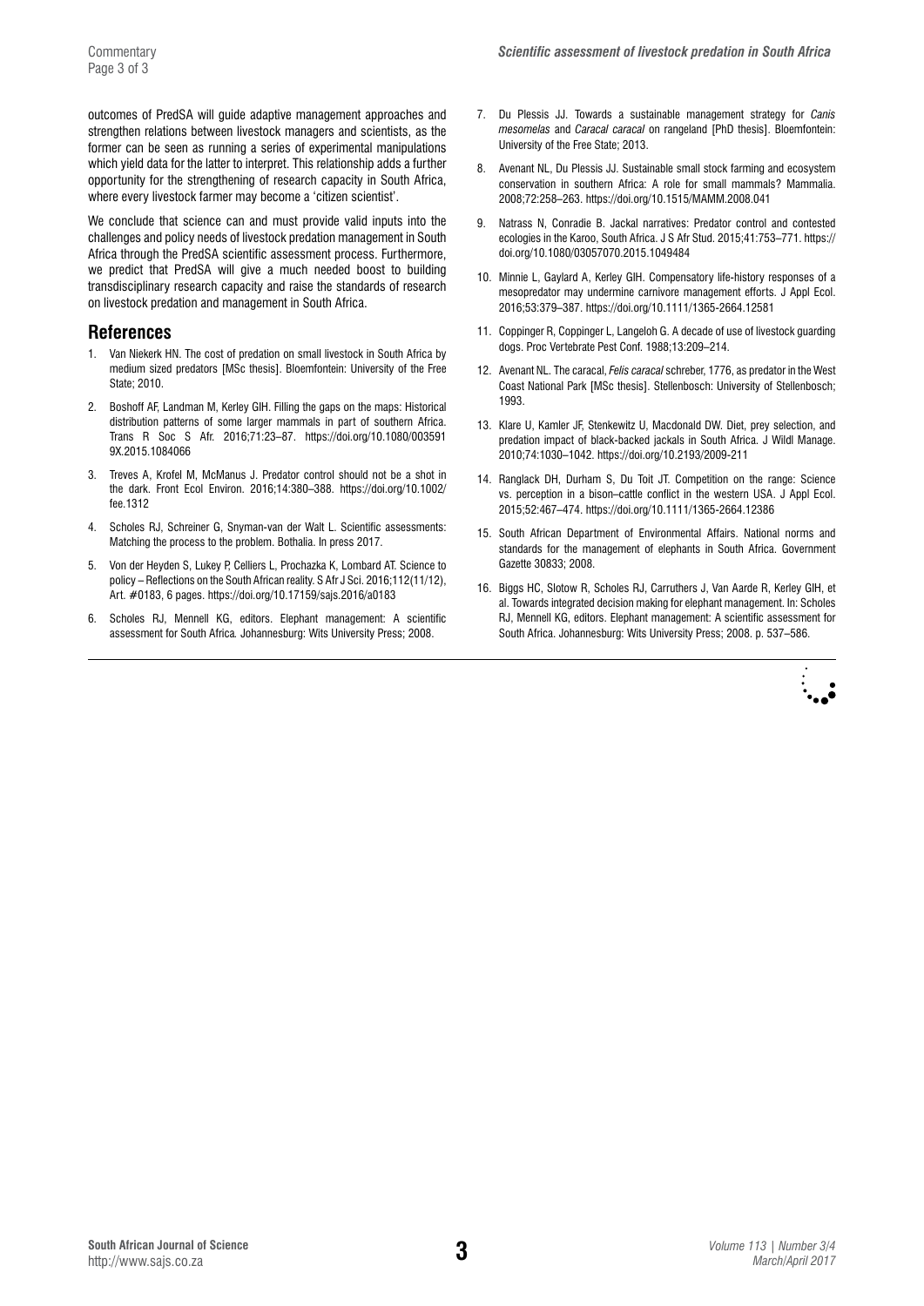outcomes of PredSA will guide adaptive management approaches and strengthen relations between livestock managers and scientists, as the former can be seen as running a series of experimental manipulations which yield data for the latter to interpret. This relationship adds a further opportunity for the strengthening of research capacity in South Africa, where every livestock farmer may become a 'citizen scientist'.

We conclude that science can and must provide valid inputs into the challenges and policy needs of livestock predation management in South Africa through the PredSA scientific assessment process. Furthermore, we predict that PredSA will give a much needed boost to building transdisciplinary research capacity and raise the standards of research on livestock predation and management in South Africa.

## References

1. Van Niekerk HN. The cost of predation on small livestock in South Africa by medium sized predators [MSc thesis]. Bloemfontein: University of the Free State; 2010.
2. Boshoff AF, Landman M, Kerley GIH. Filling the gaps on the maps: Historical distribution patterns of some larger mammals in part of southern Africa. Trans R Soc S Afr. 2016;71:23–87. https://doi.org/10.1080/0035919X.2015.1084066
3. Treves A, Krofel M, McManus J. Predator control should not be a shot in the dark. Front Ecol Environ. 2016;14:380–388. https://doi.org/10.1002/fee.1312
4. Scholes RJ, Schreiner G, Snyman-van der Walt L. Scientific assessments: Matching the process to the problem. Bothalia. In press 2017.
5. Von der Heyden S, Lukey P, Celliers L, Prochazka K, Lombard AT. Science to policy – Reflections on the South African reality. S Afr J Sci. 2016;112(11/12), Art. #0183, 6 pages. https://doi.org/10.17159/sajs.2016/a0183
6. Scholes RJ, Mennell KG, editors. Elephant management: A scientific assessment for South Africa. Johannesburg: Wits University Press; 2008.
7. Du Plessis JJ. Towards a sustainable management strategy for *Canis mesomelas* and *Caracal caracal* on rangeland [PhD thesis]. Bloemfontein: University of the Free State; 2013.
8. Avenant NL, Du Plessis JJ. Sustainable small stock farming and ecosystem conservation in southern Africa: A role for small mammals? Mammalia. 2008;72:258–263. https://doi.org/10.1515/MAMM.2008.041
9. Natrass N, Conradie B. Jackal narratives: Predator control and contested ecologies in the Karoo, South Africa. J S Afr Stud. 2015;41:753–771. https://doi.org/10.1080/03057070.2015.1049484
10. Minnie L, Gaylard A, Kerley GIH. Compensatory life-history responses of a mesopredator may undermine carnivore management efforts. J Appl Ecol. 2016;53:379–387. https://doi.org/10.1111/1365-2664.12581
11. Coppinger R, Coppinger L, Langeloh G. A decade of use of livestock guarding dogs. Proc Vertebrate Pest Conf. 1988;13:209–214.
12. Avenant NL. The caracal, *Felis caracal* schreber, 1776, as predator in the West Coast National Park [MSc thesis]. Stellenbosch: University of Stellenbosch; 1993.
13. Klare U, Kamler JF, Stenkewitz U, Macdonald DW. Diet, prey selection, and predation impact of black-backed jackals in South Africa. J Wildl Manage. 2010;74:1030–1042. https://doi.org/10.2193/2009-211
14. Ranglack DH, Durham S, Du Toit JT. Competition on the range: Science vs. perception in a bison–cattle conflict in the western USA. J Appl Ecol. 2015;52:467–474. https://doi.org/10.1111/1365-2664.12386
15. South African Department of Environmental Affairs. National norms and standards for the management of elephants in South Africa. Government Gazette 30833; 2008.
16. Biggs HC, Slotow R, Scholes RJ, Carruthers J, Van Aarde R, Kerley GIH, et al. Towards integrated decision making for elephant management. In: Scholes RJ, Mennell KG, editors. Elephant management: A scientific assessment for South Africa. Johannesburg: Wits University Press; 2008. p. 537–586.